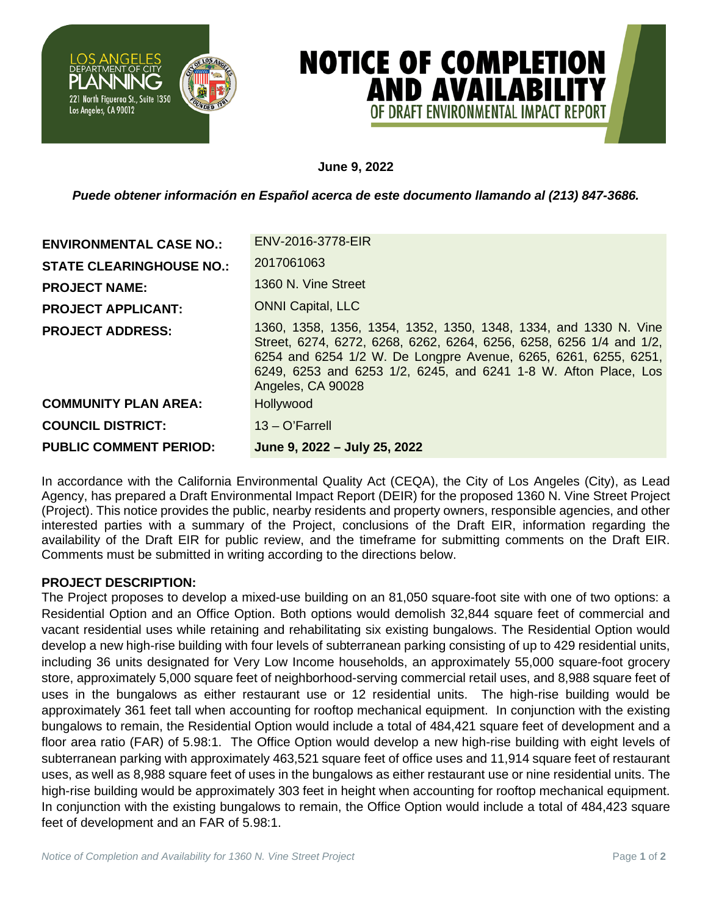LOS ANGELES DEPARTMENT OF CITY PLANNING
221 North Figueroa St., Suite 1350
Los Angeles, CA 90012

# NOTICE OF COMPLETION AND AVAILABILITY OF DRAFT ENVIRONMENTAL IMPACT REPORT

**June 9, 2022**

***Puede obtener información en Español acerca de este documento llamando al (213) 847-3686.***

| | |
|---|---|
| **ENVIRONMENTAL CASE NO.:** | ENV-2016-3778-EIR |
| **STATE CLEARINGHOUSE NO.:** | 2017061063 |
| **PROJECT NAME:** | 1360 N. Vine Street |
| **PROJECT APPLICANT:** | ONNI Capital, LLC |
| **PROJECT ADDRESS:** | 1360, 1358, 1356, 1354, 1352, 1350, 1348, 1334, and 1330 N. Vine Street, 6274, 6272, 6268, 6262, 6264, 6256, 6258, 6256 1/4 and 1/2, 6254 and 6254 1/2 W. De Longpre Avenue, 6265, 6261, 6255, 6251, 6249, 6253 and 6253 1/2, 6245, and 6241 1-8 W. Afton Place, Los Angeles, CA 90028 |
| **COMMUNITY PLAN AREA:** | Hollywood |
| **COUNCIL DISTRICT:** | 13 – O'Farrell |
| **PUBLIC COMMENT PERIOD:** | **June 9, 2022 – July 25, 2022** |

In accordance with the California Environmental Quality Act (CEQA), the City of Los Angeles (City), as Lead Agency, has prepared a Draft Environmental Impact Report (DEIR) for the proposed 1360 N. Vine Street Project (Project). This notice provides the public, nearby residents and property owners, responsible agencies, and other interested parties with a summary of the Project, conclusions of the Draft EIR, information regarding the availability of the Draft EIR for public review, and the timeframe for submitting comments on the Draft EIR. Comments must be submitted in writing according to the directions below.

**PROJECT DESCRIPTION:**
The Project proposes to develop a mixed-use building on an 81,050 square-foot site with one of two options: a Residential Option and an Office Option. Both options would demolish 32,844 square feet of commercial and vacant residential uses while retaining and rehabilitating six existing bungalows. The Residential Option would develop a new high-rise building with four levels of subterranean parking consisting of up to 429 residential units, including 36 units designated for Very Low Income households, an approximately 55,000 square-foot grocery store, approximately 5,000 square feet of neighborhood-serving commercial retail uses, and 8,988 square feet of uses in the bungalows as either restaurant use or 12 residential units. The high-rise building would be approximately 361 feet tall when accounting for rooftop mechanical equipment. In conjunction with the existing bungalows to remain, the Residential Option would include a total of 484,421 square feet of development and a floor area ratio (FAR) of 5.98:1. The Office Option would develop a new high-rise building with eight levels of subterranean parking with approximately 463,521 square feet of office uses and 11,914 square feet of restaurant uses, as well as 8,988 square feet of uses in the bungalows as either restaurant use or nine residential units. The high-rise building would be approximately 303 feet in height when accounting for rooftop mechanical equipment. In conjunction with the existing bungalows to remain, the Office Option would include a total of 484,423 square feet of development and an FAR of 5.98:1.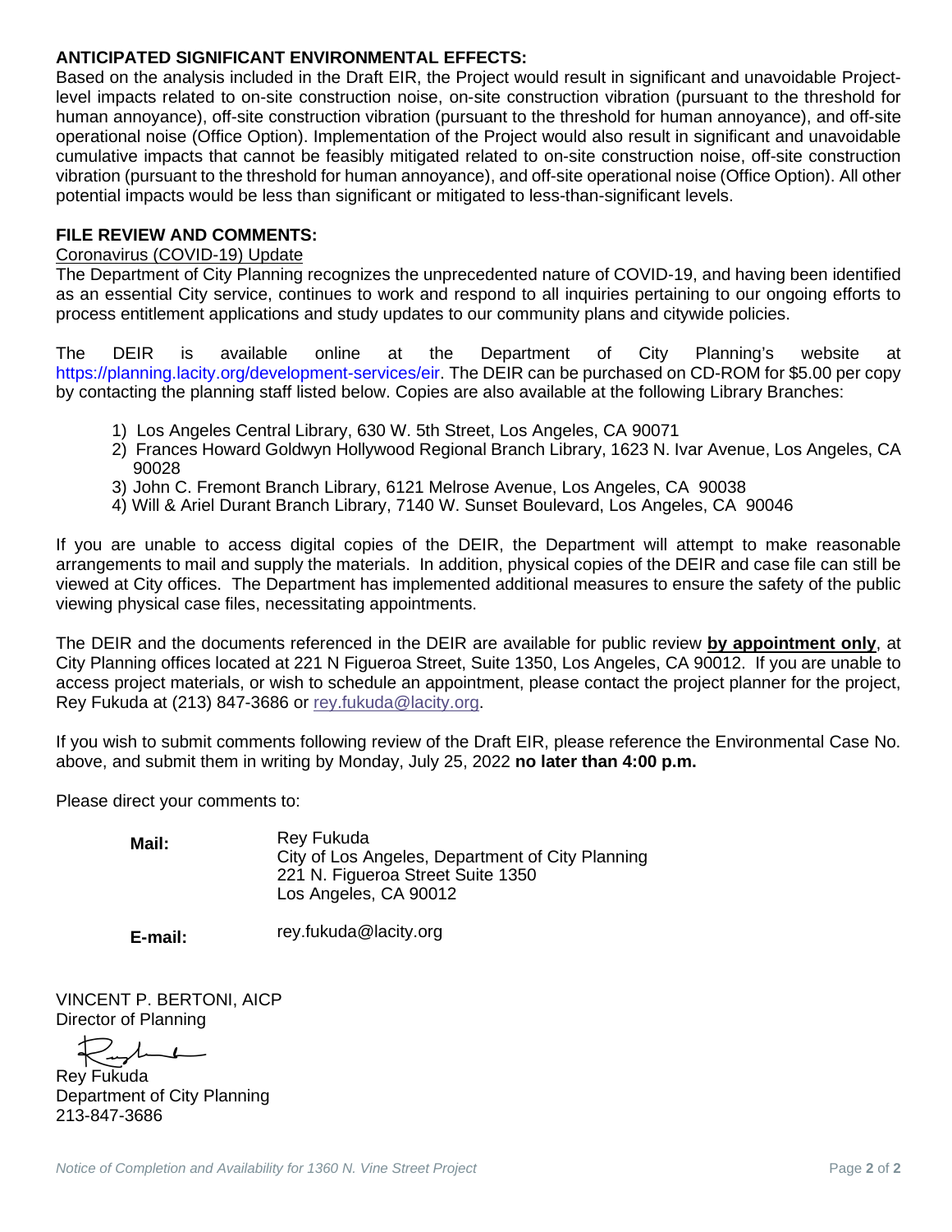**ANTICIPATED SIGNIFICANT ENVIRONMENTAL EFFECTS:**

Based on the analysis included in the Draft EIR, the Project would result in significant and unavoidable Project-level impacts related to on-site construction noise, on-site construction vibration (pursuant to the threshold for human annoyance), off-site construction vibration (pursuant to the threshold for human annoyance), and off-site operational noise (Office Option). Implementation of the Project would also result in significant and unavoidable cumulative impacts that cannot be feasibly mitigated related to on-site construction noise, off-site construction vibration (pursuant to the threshold for human annoyance), and off-site operational noise (Office Option). All other potential impacts would be less than significant or mitigated to less-than-significant levels.

**FILE REVIEW AND COMMENTS:**

Coronavirus (COVID-19) Update

The Department of City Planning recognizes the unprecedented nature of COVID-19, and having been identified as an essential City service, continues to work and respond to all inquiries pertaining to our ongoing efforts to process entitlement applications and study updates to our community plans and citywide policies.

The DEIR is available online at the Department of City Planning's website at https://planning.lacity.org/development-services/eir. The DEIR can be purchased on CD-ROM for $5.00 per copy by contacting the planning staff listed below. Copies are also available at the following Library Branches:

1) Los Angeles Central Library, 630 W. 5th Street, Los Angeles, CA 90071
2) Frances Howard Goldwyn Hollywood Regional Branch Library, 1623 N. Ivar Avenue, Los Angeles, CA 90028
3) John C. Fremont Branch Library, 6121 Melrose Avenue, Los Angeles, CA 90038
4) Will & Ariel Durant Branch Library, 7140 W. Sunset Boulevard, Los Angeles, CA 90046

If you are unable to access digital copies of the DEIR, the Department will attempt to make reasonable arrangements to mail and supply the materials. In addition, physical copies of the DEIR and case file can still be viewed at City offices. The Department has implemented additional measures to ensure the safety of the public viewing physical case files, necessitating appointments.

The DEIR and the documents referenced in the DEIR are available for public review **by appointment only**, at City Planning offices located at 221 N Figueroa Street, Suite 1350, Los Angeles, CA 90012. If you are unable to access project materials, or wish to schedule an appointment, please contact the project planner for the project, Rey Fukuda at (213) 847-3686 or rey.fukuda@lacity.org.

If you wish to submit comments following review of the Draft EIR, please reference the Environmental Case No. above, and submit them in writing by Monday, July 25, 2022 **no later than 4:00 p.m.**

Please direct your comments to:

**Mail:**
Rey Fukuda
City of Los Angeles, Department of City Planning
221 N. Figueroa Street Suite 1350
Los Angeles, CA 90012

**E-mail:** rey.fukuda@lacity.org

VINCENT P. BERTONI, AICP
Director of Planning

Rey Fukuda
Department of City Planning
213-847-3686